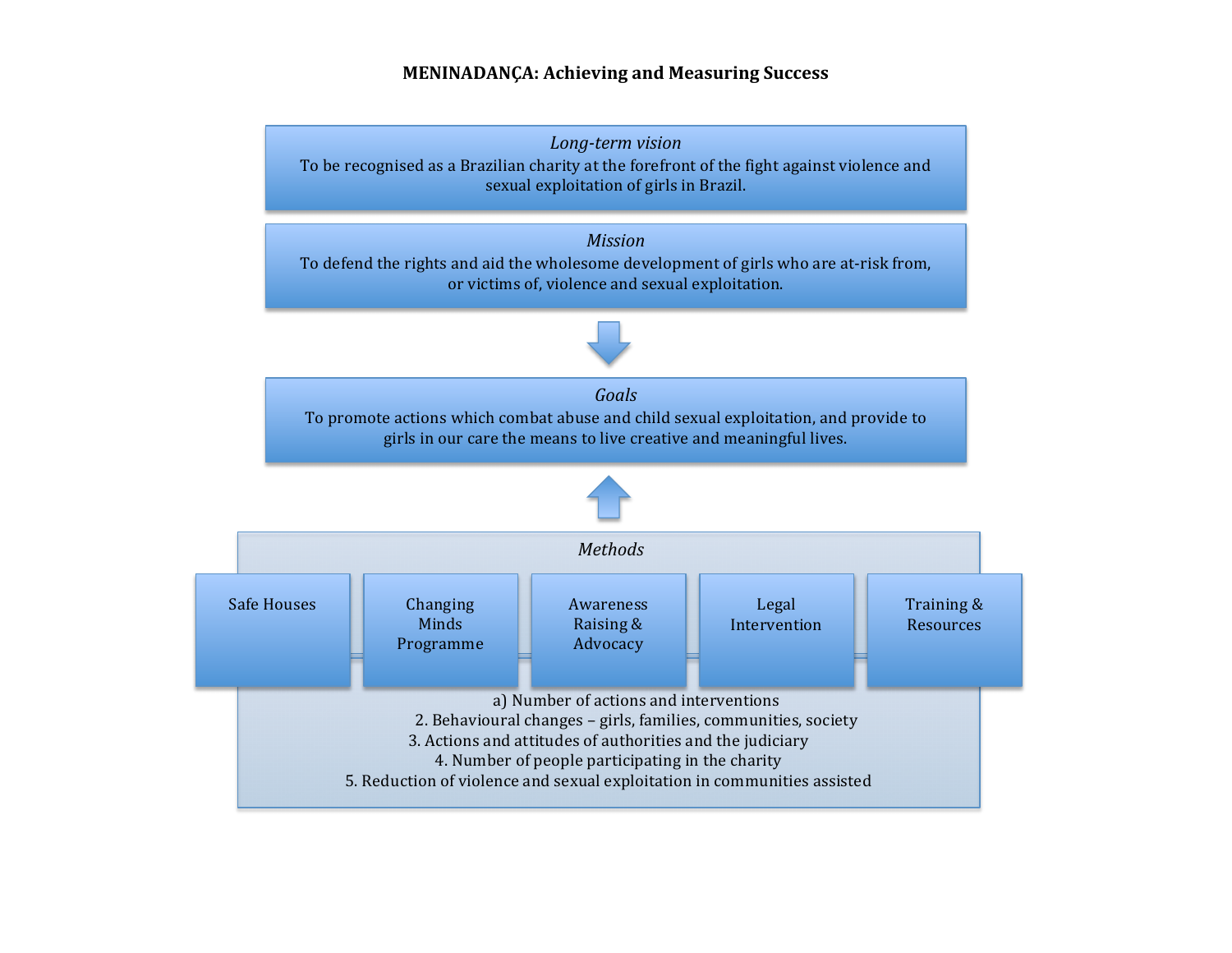# MENINADANÇA: Achieving and Measuring Success

*Long-term vision*

To be recognised as a Brazilian charity at the forefront of the fight against violence and sexual exploitation of girls in Brazil.

*Mission*

To defend the rights and aid the wholesome development of girls who are at-risk from, or victims of, violence and sexual exploitation.

*Goals*

To promote actions which combat abuse and child sexual exploitation, and provide to girls in our care the means to live creative and meaningful lives.

*Methods*

- Safe Houses
- Changing Minds Programme
- Awareness Raising & Advocacy
- Legal Intervention
- Training & Resources

a) Number of actions and interventions

2. Behavioural changes – girls, families, communities, society

3. Actions and attitudes of authorities and the judiciary

4. Number of people participating in the charity

5. Reduction of violence and sexual exploitation in communities assisted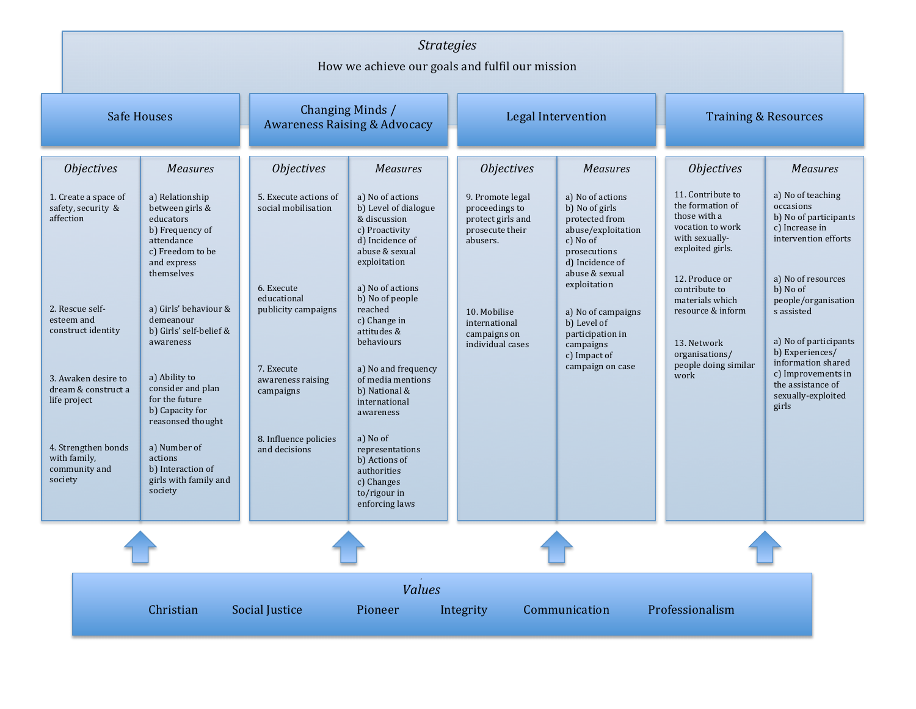*Strategies*

How we achieve our goals and fulfil our mission

## Safe Houses

| *Objectives* | *Measures* |
|---|---|
| 1. Create a space of safety, security & affection | a) Relationship between girls & educators<br>b) Frequency of attendance<br>c) Freedom to be and express themselves |
| 2. Rescue self-esteem and construct identity | a) Girls' behaviour & demeanour<br>b) Girls' self-belief & awareness |
| 3. Awaken desire to dream & construct a life project | a) Ability to consider and plan for the future<br>b) Capacity for reasonsed thought |
| 4. Strengthen bonds with family, community and society | a) Number of actions<br>b) Interaction of girls with family and society |

## Changing Minds / Awareness Raising & Advocacy

| *Objectives* | *Measures* |
|---|---|
| 5. Execute actions of social mobilisation | a) No of actions<br>b) Level of dialogue & discussion<br>c) Proactivity<br>d) Incidence of abuse & sexual exploitation |
| 6. Execute educational publicity campaigns | a) No of actions<br>b) No of people reached<br>c) Change in attitudes & behaviours |
| 7. Execute awareness raising campaigns | a) No and frequency of media mentions<br>b) National & international awareness |
| 8. Influence policies and decisions | a) No of representations<br>b) Actions of authorities<br>c) Changes to/rigour in enforcing laws |

## Legal Intervention

| *Objectives* | *Measures* |
|---|---|
| 9. Promote legal proceedings to protect girls and prosecute their abusers. | a) No of actions<br>b) No of girls protected from abuse/exploitation<br>c) No of prosecutions<br>d) Incidence of abuse & sexual exploitation |
| 10. Mobilise international campaigns on individual cases | a) No of campaigns<br>b) Level of participation in campaigns<br>c) Impact of campaign on case |

## Training & Resources

| *Objectives* | *Measures* |
|---|---|
| 11. Contribute to the formation of those with a vocation to work with sexually-exploited girls. | a) No of teaching occasions<br>b) No of participants<br>c) Increase in intervention efforts |
| 12. Produce or contribute to materials which resource & inform | a) No of resources<br>b) No of people/organisations assisted |
| 13. Network organisations/ people doing similar work | a) No of participants<br>b) Experiences/ information shared<br>c) Improvements in the assistance of sexually-exploited girls |

*Values*

Christian Social Justice Pioneer Integrity Communication Professionalism